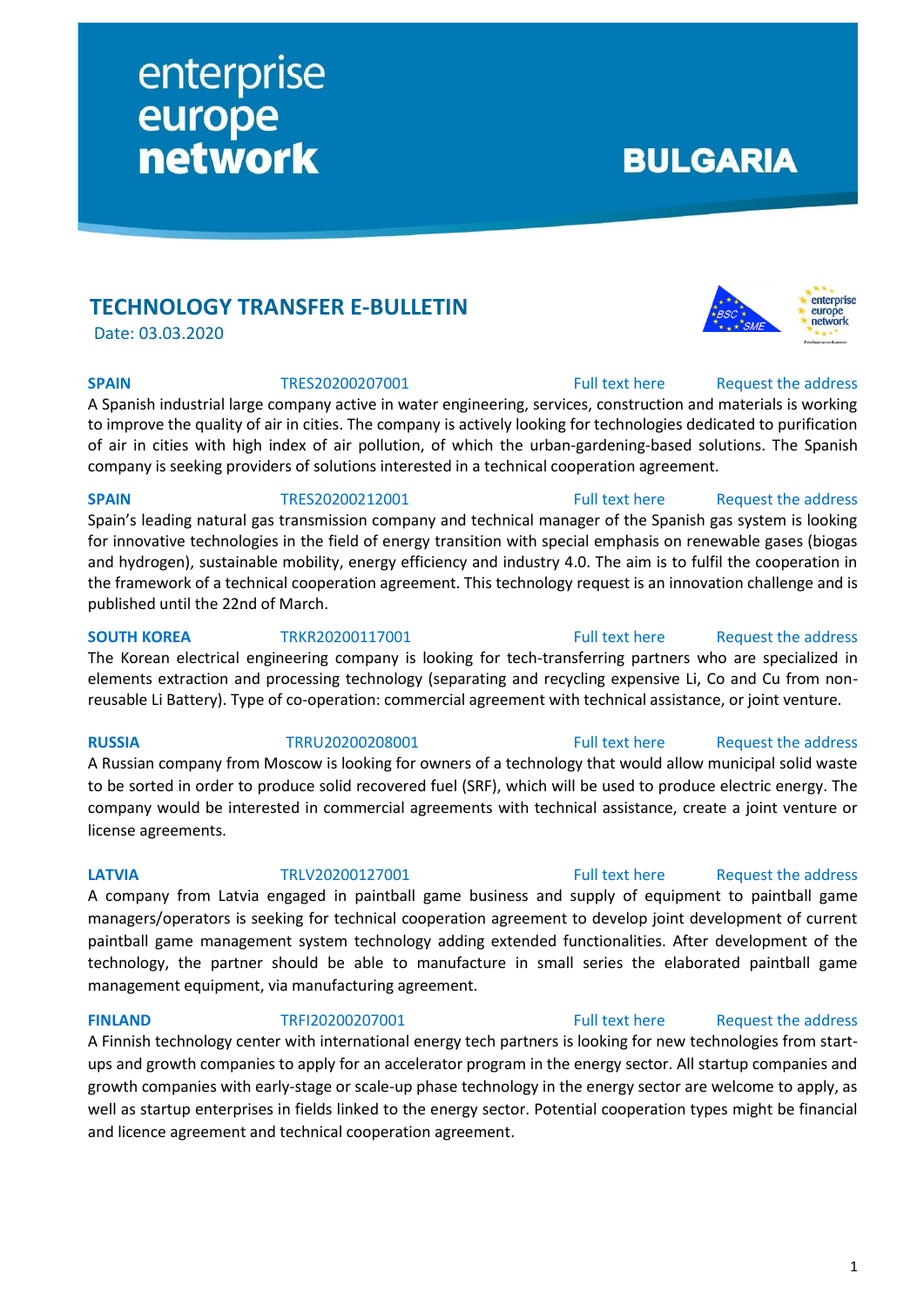enterprise europe network

BULGARIA

# TECHNOLOGY TRANSFER E-BULLETIN

Date: 03.03.2020

**SPAIN** TRES20200207001 Full text here Request the address

A Spanish industrial large company active in water engineering, services, construction and materials is working to improve the quality of air in cities. The company is actively looking for technologies dedicated to purification of air in cities with high index of air pollution, of which the urban-gardening-based solutions. The Spanish company is seeking providers of solutions interested in a technical cooperation agreement.

**SPAIN** TRES20200212001 Full text here Request the address

Spain's leading natural gas transmission company and technical manager of the Spanish gas system is looking for innovative technologies in the field of energy transition with special emphasis on renewable gases (biogas and hydrogen), sustainable mobility, energy efficiency and industry 4.0. The aim is to fulfil the cooperation in the framework of a technical cooperation agreement. This technology request is an innovation challenge and is published until the 22nd of March.

**SOUTH KOREA** TRKR20200117001 Full text here Request the address

The Korean electrical engineering company is looking for tech-transferring partners who are specialized in elements extraction and processing technology (separating and recycling expensive Li, Co and Cu from non-reusable Li Battery). Type of co-operation: commercial agreement with technical assistance, or joint venture.

**RUSSIA** TRRU20200208001 Full text here Request the address

A Russian company from Moscow is looking for owners of a technology that would allow municipal solid waste to be sorted in order to produce solid recovered fuel (SRF), which will be used to produce electric energy. The company would be interested in commercial agreements with technical assistance, create a joint venture or license agreements.

**LATVIA** TRLV20200127001 Full text here Request the address

A company from Latvia engaged in paintball game business and supply of equipment to paintball game managers/operators is seeking for technical cooperation agreement to develop joint development of current paintball game management system technology adding extended functionalities. After development of the technology, the partner should be able to manufacture in small series the elaborated paintball game management equipment, via manufacturing agreement.

**FINLAND** TRFI20200207001 Full text here Request the address

A Finnish technology center with international energy tech partners is looking for new technologies from start-ups and growth companies to apply for an accelerator program in the energy sector. All startup companies and growth companies with early-stage or scale-up phase technology in the energy sector are welcome to apply, as well as startup enterprises in fields linked to the energy sector. Potential cooperation types might be financial and licence agreement and technical cooperation agreement.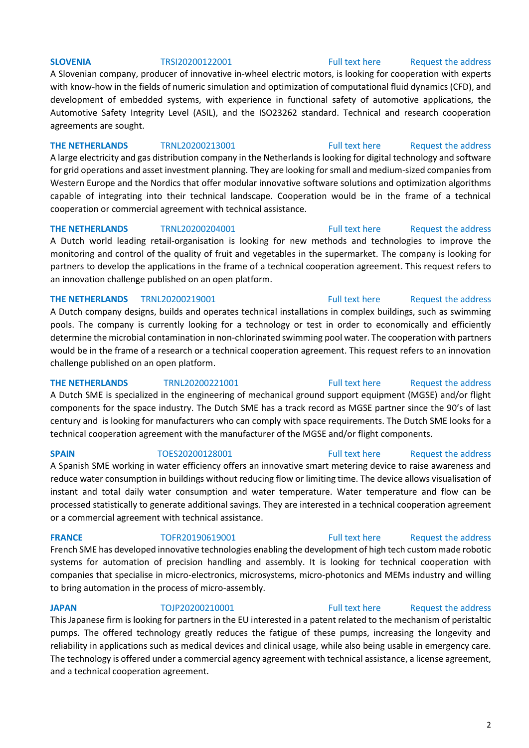**SLOVENIA** TRSI20200122001 Full text here Request the address

A Slovenian company, producer of innovative in-wheel electric motors, is looking for cooperation with experts with know-how in the fields of numeric simulation and optimization of computational fluid dynamics (CFD), and development of embedded systems, with experience in functional safety of automotive applications, the Automotive Safety Integrity Level (ASIL), and the ISO23262 standard. Technical and research cooperation agreements are sought.

**THE NETHERLANDS** TRNL20200213001 Full text here Request the address

A large electricity and gas distribution company in the Netherlands is looking for digital technology and software for grid operations and asset investment planning. They are looking for small and medium-sized companies from Western Europe and the Nordics that offer modular innovative software solutions and optimization algorithms capable of integrating into their technical landscape. Cooperation would be in the frame of a technical cooperation or commercial agreement with technical assistance.

**THE NETHERLANDS** TRNL20200204001 Full text here Request the address

A Dutch world leading retail-organisation is looking for new methods and technologies to improve the monitoring and control of the quality of fruit and vegetables in the supermarket. The company is looking for partners to develop the applications in the frame of a technical cooperation agreement. This request refers to an innovation challenge published on an open platform.

**THE NETHERLANDS** TRNL20200219001 Full text here Request the address

A Dutch company designs, builds and operates technical installations in complex buildings, such as swimming pools. The company is currently looking for a technology or test in order to economically and efficiently determine the microbial contamination in non-chlorinated swimming pool water. The cooperation with partners would be in the frame of a research or a technical cooperation agreement. This request refers to an innovation challenge published on an open platform.

**THE NETHERLANDS** TRNL20200221001 Full text here Request the address

A Dutch SME is specialized in the engineering of mechanical ground support equipment (MGSE) and/or flight components for the space industry. The Dutch SME has a track record as MGSE partner since the 90's of last century and is looking for manufacturers who can comply with space requirements. The Dutch SME looks for a technical cooperation agreement with the manufacturer of the MGSE and/or flight components.

**SPAIN** TOES20200128001 Full text here Request the address

A Spanish SME working in water efficiency offers an innovative smart metering device to raise awareness and reduce water consumption in buildings without reducing flow or limiting time. The device allows visualisation of instant and total daily water consumption and water temperature. Water temperature and flow can be processed statistically to generate additional savings. They are interested in a technical cooperation agreement or a commercial agreement with technical assistance.

**FRANCE** TOFR20190619001 Full text here Request the address

French SME has developed innovative technologies enabling the development of high tech custom made robotic systems for automation of precision handling and assembly. It is looking for technical cooperation with companies that specialise in micro-electronics, microsystems, micro-photonics and MEMs industry and willing to bring automation in the process of micro-assembly.

**JAPAN** TOJP20200210001 Full text here Request the address

This Japanese firm is looking for partners in the EU interested in a patent related to the mechanism of peristaltic pumps. The offered technology greatly reduces the fatigue of these pumps, increasing the longevity and reliability in applications such as medical devices and clinical usage, while also being usable in emergency care. The technology is offered under a commercial agency agreement with technical assistance, a license agreement, and a technical cooperation agreement.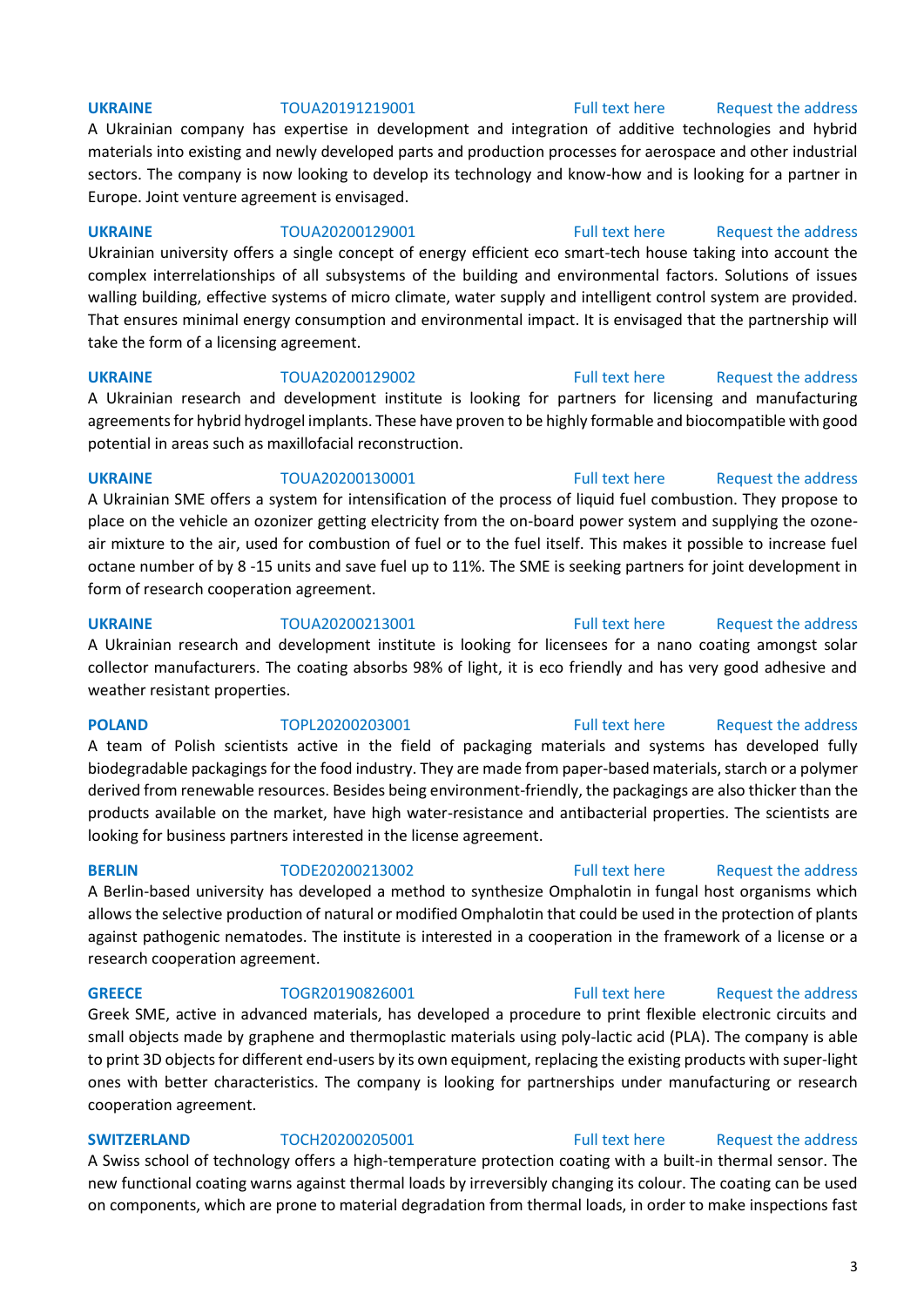**UKRAINE** TOUA20191219001 Full text here Request the address

A Ukrainian company has expertise in development and integration of additive technologies and hybrid materials into existing and newly developed parts and production processes for aerospace and other industrial sectors. The company is now looking to develop its technology and know-how and is looking for a partner in Europe. Joint venture agreement is envisaged.

**UKRAINE** TOUA20200129001 Full text here Request the address

Ukrainian university offers a single concept of energy efficient eco smart-tech house taking into account the complex interrelationships of all subsystems of the building and environmental factors. Solutions of issues walling building, effective systems of micro climate, water supply and intelligent control system are provided. That ensures minimal energy consumption and environmental impact. It is envisaged that the partnership will take the form of a licensing agreement.

**UKRAINE** TOUA20200129002 Full text here Request the address

A Ukrainian research and development institute is looking for partners for licensing and manufacturing agreements for hybrid hydrogel implants. These have proven to be highly formable and biocompatible with good potential in areas such as maxillofacial reconstruction.

**UKRAINE** TOUA20200130001 Full text here Request the address

A Ukrainian SME offers a system for intensification of the process of liquid fuel combustion. They propose to place on the vehicle an ozonizer getting electricity from the on-board power system and supplying the ozone-air mixture to the air, used for combustion of fuel or to the fuel itself. This makes it possible to increase fuel octane number of by 8 -15 units and save fuel up to 11%. The SME is seeking partners for joint development in form of research cooperation agreement.

**UKRAINE** TOUA20200213001 Full text here Request the address

A Ukrainian research and development institute is looking for licensees for a nano coating amongst solar collector manufacturers. The coating absorbs 98% of light, it is eco friendly and has very good adhesive and weather resistant properties.

**POLAND** TOPL20200203001 Full text here Request the address

A team of Polish scientists active in the field of packaging materials and systems has developed fully biodegradable packagings for the food industry. They are made from paper-based materials, starch or a polymer derived from renewable resources. Besides being environment-friendly, the packagings are also thicker than the products available on the market, have high water-resistance and antibacterial properties. The scientists are looking for business partners interested in the license agreement.

**BERLIN** TODE20200213002 Full text here Request the address

A Berlin-based university has developed a method to synthesize Omphalotin in fungal host organisms which allows the selective production of natural or modified Omphalotin that could be used in the protection of plants against pathogenic nematodes. The institute is interested in a cooperation in the framework of a license or a research cooperation agreement.

**GREECE** TOGR20190826001 Full text here Request the address

Greek SME, active in advanced materials, has developed a procedure to print flexible electronic circuits and small objects made by graphene and thermoplastic materials using poly-lactic acid (PLA). The company is able to print 3D objects for different end-users by its own equipment, replacing the existing products with super-light ones with better characteristics. The company is looking for partnerships under manufacturing or research cooperation agreement.

**SWITZERLAND** TOCH20200205001 Full text here Request the address

A Swiss school of technology offers a high-temperature protection coating with a built-in thermal sensor. The new functional coating warns against thermal loads by irreversibly changing its colour. The coating can be used on components, which are prone to material degradation from thermal loads, in order to make inspections fast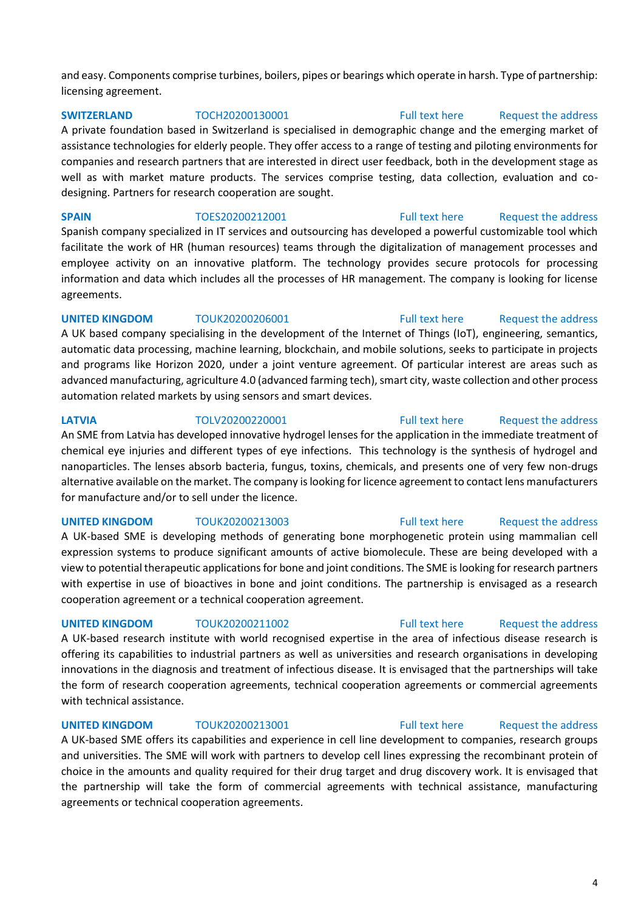and easy. Components comprise turbines, boilers, pipes or bearings which operate in harsh. Type of partnership: licensing agreement.

**SWITZERLAND** TOCH20200130001 Full text here Request the address

A private foundation based in Switzerland is specialised in demographic change and the emerging market of assistance technologies for elderly people. They offer access to a range of testing and piloting environments for companies and research partners that are interested in direct user feedback, both in the development stage as well as with market mature products. The services comprise testing, data collection, evaluation and co-designing. Partners for research cooperation are sought.

**SPAIN** TOES20200212001 Full text here Request the address

Spanish company specialized in IT services and outsourcing has developed a powerful customizable tool which facilitate the work of HR (human resources) teams through the digitalization of management processes and employee activity on an innovative platform. The technology provides secure protocols for processing information and data which includes all the processes of HR management. The company is looking for license agreements.

**UNITED KINGDOM** TOUK20200206001 Full text here Request the address

A UK based company specialising in the development of the Internet of Things (IoT), engineering, semantics, automatic data processing, machine learning, blockchain, and mobile solutions, seeks to participate in projects and programs like Horizon 2020, under a joint venture agreement. Of particular interest are areas such as advanced manufacturing, agriculture 4.0 (advanced farming tech), smart city, waste collection and other process automation related markets by using sensors and smart devices.

**LATVIA** TOLV20200220001 Full text here Request the address

An SME from Latvia has developed innovative hydrogel lenses for the application in the immediate treatment of chemical eye injuries and different types of eye infections. This technology is the synthesis of hydrogel and nanoparticles. The lenses absorb bacteria, fungus, toxins, chemicals, and presents one of very few non-drugs alternative available on the market. The company is looking for licence agreement to contact lens manufacturers for manufacture and/or to sell under the licence.

**UNITED KINGDOM** TOUK20200213003 Full text here Request the address

A UK-based SME is developing methods of generating bone morphogenetic protein using mammalian cell expression systems to produce significant amounts of active biomolecule. These are being developed with a view to potential therapeutic applications for bone and joint conditions. The SME is looking for research partners with expertise in use of bioactives in bone and joint conditions. The partnership is envisaged as a research cooperation agreement or a technical cooperation agreement.

**UNITED KINGDOM** TOUK20200211002 Full text here Request the address

A UK-based research institute with world recognised expertise in the area of infectious disease research is offering its capabilities to industrial partners as well as universities and research organisations in developing innovations in the diagnosis and treatment of infectious disease. It is envisaged that the partnerships will take the form of research cooperation agreements, technical cooperation agreements or commercial agreements with technical assistance.

**UNITED KINGDOM** TOUK20200213001 Full text here Request the address

A UK-based SME offers its capabilities and experience in cell line development to companies, research groups and universities. The SME will work with partners to develop cell lines expressing the recombinant protein of choice in the amounts and quality required for their drug target and drug discovery work. It is envisaged that the partnership will take the form of commercial agreements with technical assistance, manufacturing agreements or technical cooperation agreements.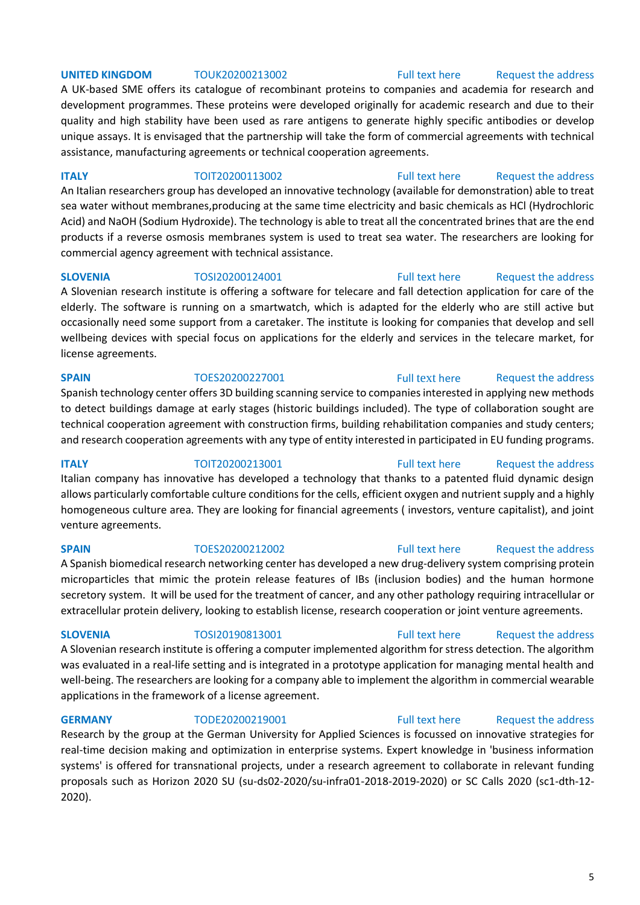**UNITED KINGDOM** TOUK20200213002 Full text here Request the address

A UK-based SME offers its catalogue of recombinant proteins to companies and academia for research and development programmes. These proteins were developed originally for academic research and due to their quality and high stability have been used as rare antigens to generate highly specific antibodies or develop unique assays. It is envisaged that the partnership will take the form of commercial agreements with technical assistance, manufacturing agreements or technical cooperation agreements.

**ITALY** TOIT20200113002 Full text here Request the address

An Italian researchers group has developed an innovative technology (available for demonstration) able to treat sea water without membranes,producing at the same time electricity and basic chemicals as HCl (Hydrochloric Acid) and NaOH (Sodium Hydroxide). The technology is able to treat all the concentrated brines that are the end products if a reverse osmosis membranes system is used to treat sea water. The researchers are looking for commercial agency agreement with technical assistance.

**SLOVENIA** TOSI20200124001 Full text here Request the address

A Slovenian research institute is offering a software for telecare and fall detection application for care of the elderly. The software is running on a smartwatch, which is adapted for the elderly who are still active but occasionally need some support from a caretaker. The institute is looking for companies that develop and sell wellbeing devices with special focus on applications for the elderly and services in the telecare market, for license agreements.

**SPAIN** TOES20200227001 Full text here Request the address

Spanish technology center offers 3D building scanning service to companies interested in applying new methods to detect buildings damage at early stages (historic buildings included). The type of collaboration sought are technical cooperation agreement with construction firms, building rehabilitation companies and study centers; and research cooperation agreements with any type of entity interested in participated in EU funding programs.

**ITALY** TOIT20200213001 Full text here Request the address

Italian company has innovative has developed a technology that thanks to a patented fluid dynamic design allows particularly comfortable culture conditions for the cells, efficient oxygen and nutrient supply and a highly homogeneous culture area. They are looking for financial agreements ( investors, venture capitalist), and joint venture agreements.

**SPAIN** TOES20200212002 Full text here Request the address

A Spanish biomedical research networking center has developed a new drug-delivery system comprising protein microparticles that mimic the protein release features of IBs (inclusion bodies) and the human hormone secretory system. It will be used for the treatment of cancer, and any other pathology requiring intracellular or extracellular protein delivery, looking to establish license, research cooperation or joint venture agreements.

**SLOVENIA** TOSI20190813001 Full text here Request the address

A Slovenian research institute is offering a computer implemented algorithm for stress detection. The algorithm was evaluated in a real-life setting and is integrated in a prototype application for managing mental health and well-being. The researchers are looking for a company able to implement the algorithm in commercial wearable applications in the framework of a license agreement.

**GERMANY** TODE20200219001 Full text here Request the address

Research by the group at the German University for Applied Sciences is focussed on innovative strategies for real-time decision making and optimization in enterprise systems. Expert knowledge in 'business information systems' is offered for transnational projects, under a research agreement to collaborate in relevant funding proposals such as Horizon 2020 SU (su-ds02-2020/su-infra01-2018-2019-2020) or SC Calls 2020 (sc1-dth-12-2020).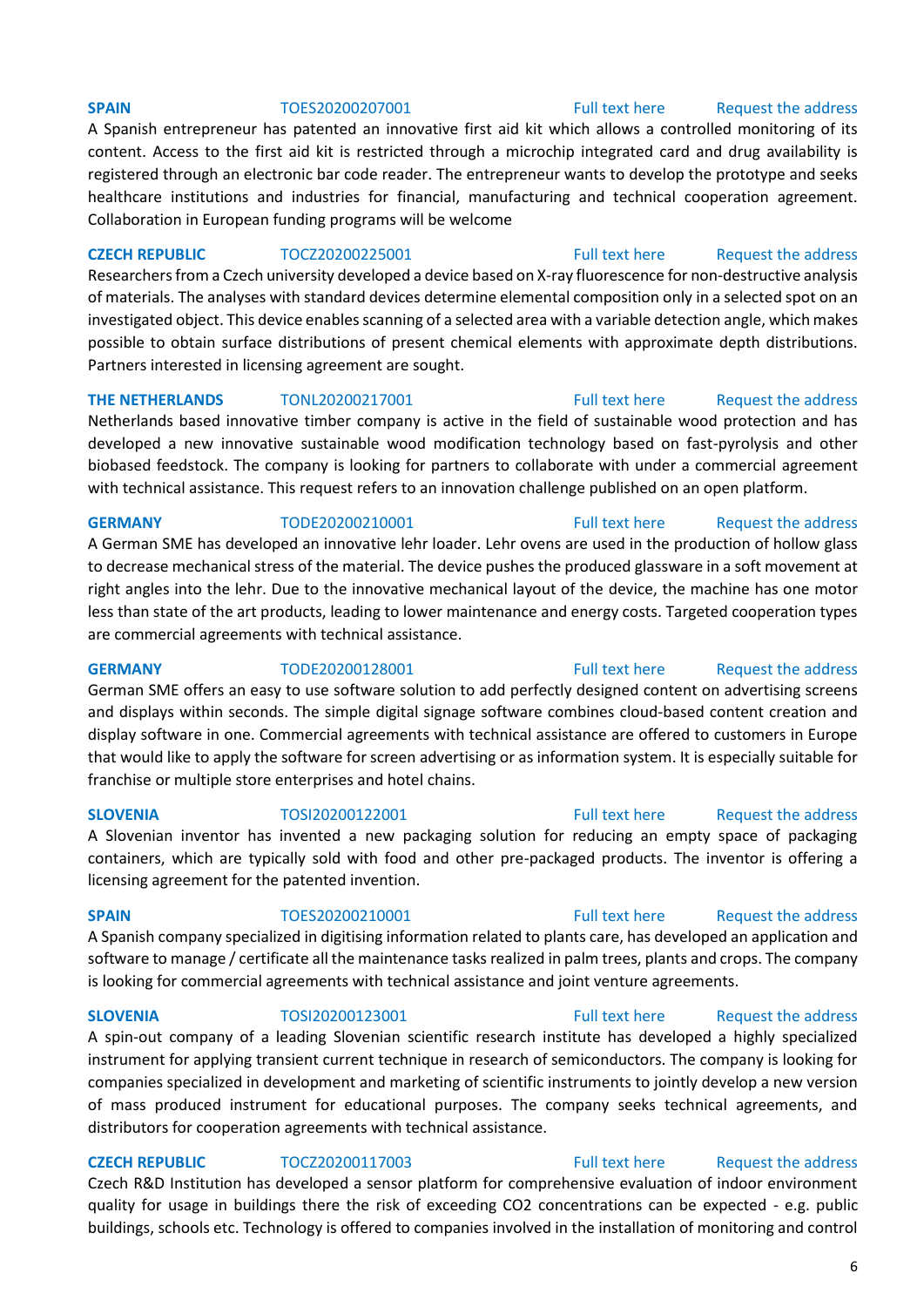**SPAIN** TOES20200207001 Full text here Request the address

A Spanish entrepreneur has patented an innovative first aid kit which allows a controlled monitoring of its content. Access to the first aid kit is restricted through a microchip integrated card and drug availability is registered through an electronic bar code reader. The entrepreneur wants to develop the prototype and seeks healthcare institutions and industries for financial, manufacturing and technical cooperation agreement. Collaboration in European funding programs will be welcome

**CZECH REPUBLIC** TOCZ20200225001 Full text here Request the address

Researchers from a Czech university developed a device based on X-ray fluorescence for non-destructive analysis of materials. The analyses with standard devices determine elemental composition only in a selected spot on an investigated object. This device enables scanning of a selected area with a variable detection angle, which makes possible to obtain surface distributions of present chemical elements with approximate depth distributions. Partners interested in licensing agreement are sought.

**THE NETHERLANDS** TONL20200217001 Full text here Request the address

Netherlands based innovative timber company is active in the field of sustainable wood protection and has developed a new innovative sustainable wood modification technology based on fast-pyrolysis and other biobased feedstock. The company is looking for partners to collaborate with under a commercial agreement with technical assistance. This request refers to an innovation challenge published on an open platform.

**GERMANY** TODE20200210001 Full text here Request the address

A German SME has developed an innovative lehr loader. Lehr ovens are used in the production of hollow glass to decrease mechanical stress of the material. The device pushes the produced glassware in a soft movement at right angles into the lehr. Due to the innovative mechanical layout of the device, the machine has one motor less than state of the art products, leading to lower maintenance and energy costs. Targeted cooperation types are commercial agreements with technical assistance.

**GERMANY** TODE20200128001 Full text here Request the address

German SME offers an easy to use software solution to add perfectly designed content on advertising screens and displays within seconds. The simple digital signage software combines cloud-based content creation and display software in one. Commercial agreements with technical assistance are offered to customers in Europe that would like to apply the software for screen advertising or as information system. It is especially suitable for franchise or multiple store enterprises and hotel chains.

**SLOVENIA** TOSI20200122001 Full text here Request the address

A Slovenian inventor has invented a new packaging solution for reducing an empty space of packaging containers, which are typically sold with food and other pre-packaged products. The inventor is offering a licensing agreement for the patented invention.

**SPAIN** TOES20200210001 Full text here Request the address

A Spanish company specialized in digitising information related to plants care, has developed an application and software to manage / certificate all the maintenance tasks realized in palm trees, plants and crops. The company is looking for commercial agreements with technical assistance and joint venture agreements.

**SLOVENIA** TOSI20200123001 Full text here Request the address

A spin-out company of a leading Slovenian scientific research institute has developed a highly specialized instrument for applying transient current technique in research of semiconductors. The company is looking for companies specialized in development and marketing of scientific instruments to jointly develop a new version of mass produced instrument for educational purposes. The company seeks technical agreements, and distributors for cooperation agreements with technical assistance.

**CZECH REPUBLIC** TOCZ20200117003 Full text here Request the address

Czech R&D Institution has developed a sensor platform for comprehensive evaluation of indoor environment quality for usage in buildings there the risk of exceeding $CO_2$ concentrations can be expected - e.g. public buildings, schools etc. Technology is offered to companies involved in the installation of monitoring and control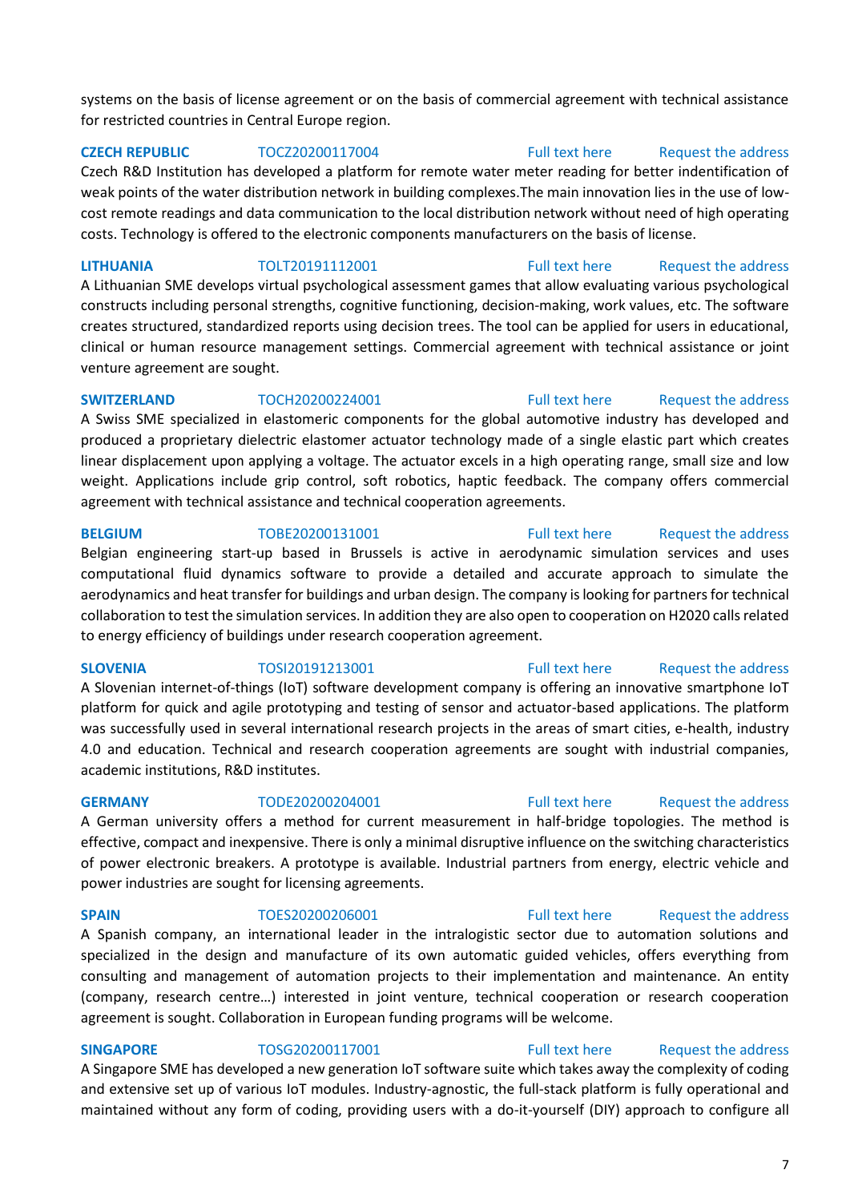systems on the basis of license agreement or on the basis of commercial agreement with technical assistance for restricted countries in Central Europe region.

**CZECH REPUBLIC** TOCZ20200117004 Full text here Request the address

Czech R&D Institution has developed a platform for remote water meter reading for better indentification of weak points of the water distribution network in building complexes.The main innovation lies in the use of low-cost remote readings and data communication to the local distribution network without need of high operating costs. Technology is offered to the electronic components manufacturers on the basis of license.

**LITHUANIA** TOLT20191112001 Full text here Request the address

A Lithuanian SME develops virtual psychological assessment games that allow evaluating various psychological constructs including personal strengths, cognitive functioning, decision-making, work values, etc. The software creates structured, standardized reports using decision trees. The tool can be applied for users in educational, clinical or human resource management settings. Commercial agreement with technical assistance or joint venture agreement are sought.

**SWITZERLAND** TOCH20200224001 Full text here Request the address

A Swiss SME specialized in elastomeric components for the global automotive industry has developed and produced a proprietary dielectric elastomer actuator technology made of a single elastic part which creates linear displacement upon applying a voltage. The actuator excels in a high operating range, small size and low weight. Applications include grip control, soft robotics, haptic feedback. The company offers commercial agreement with technical assistance and technical cooperation agreements.

**BELGIUM** TOBE20200131001 Full text here Request the address

Belgian engineering start-up based in Brussels is active in aerodynamic simulation services and uses computational fluid dynamics software to provide a detailed and accurate approach to simulate the aerodynamics and heat transfer for buildings and urban design. The company is looking for partners for technical collaboration to test the simulation services. In addition they are also open to cooperation on H2020 calls related to energy efficiency of buildings under research cooperation agreement.

**SLOVENIA** TOSI20191213001 Full text here Request the address

A Slovenian internet-of-things (IoT) software development company is offering an innovative smartphone IoT platform for quick and agile prototyping and testing of sensor and actuator-based applications. The platform was successfully used in several international research projects in the areas of smart cities, e-health, industry 4.0 and education. Technical and research cooperation agreements are sought with industrial companies, academic institutions, R&D institutes.

**GERMANY** TODE20200204001 Full text here Request the address

A German university offers a method for current measurement in half-bridge topologies. The method is effective, compact and inexpensive. There is only a minimal disruptive influence on the switching characteristics of power electronic breakers. A prototype is available. Industrial partners from energy, electric vehicle and power industries are sought for licensing agreements.

**SPAIN** TOES20200206001 Full text here Request the address

A Spanish company, an international leader in the intralogistic sector due to automation solutions and specialized in the design and manufacture of its own automatic guided vehicles, offers everything from consulting and management of automation projects to their implementation and maintenance. An entity (company, research centre…) interested in joint venture, technical cooperation or research cooperation agreement is sought. Collaboration in European funding programs will be welcome.

**SINGAPORE** TOSG20200117001 Full text here Request the address

A Singapore SME has developed a new generation IoT software suite which takes away the complexity of coding and extensive set up of various IoT modules. Industry-agnostic, the full-stack platform is fully operational and maintained without any form of coding, providing users with a do-it-yourself (DIY) approach to configure all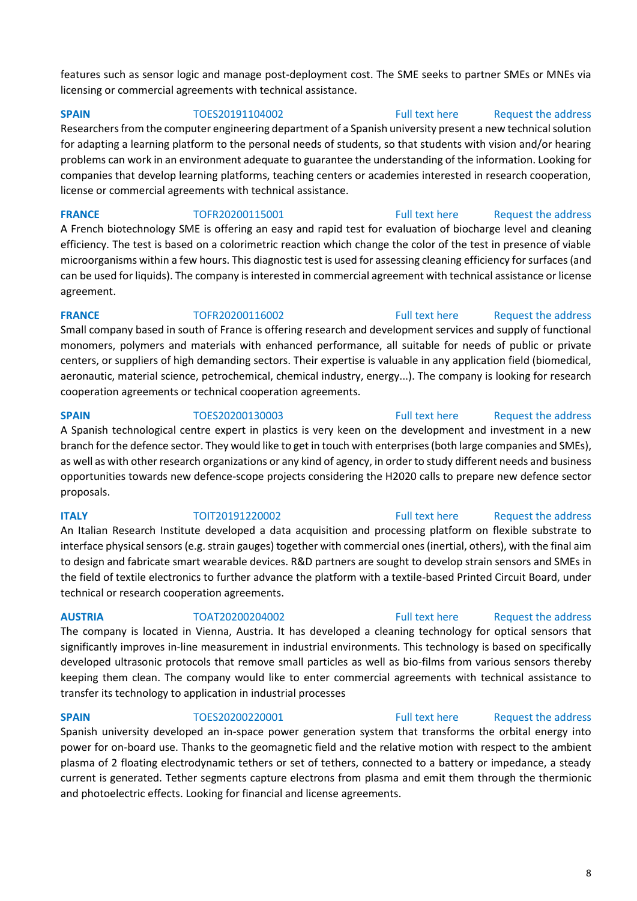features such as sensor logic and manage post-deployment cost. The SME seeks to partner SMEs or MNEs via licensing or commercial agreements with technical assistance.

**SPAIN** TOES20191104002 Full text here Request the address

Researchers from the computer engineering department of a Spanish university present a new technical solution for adapting a learning platform to the personal needs of students, so that students with vision and/or hearing problems can work in an environment adequate to guarantee the understanding of the information. Looking for companies that develop learning platforms, teaching centers or academies interested in research cooperation, license or commercial agreements with technical assistance.

**FRANCE** TOFR20200115001 Full text here Request the address

A French biotechnology SME is offering an easy and rapid test for evaluation of biocharge level and cleaning efficiency. The test is based on a colorimetric reaction which change the color of the test in presence of viable microorganisms within a few hours. This diagnostic test is used for assessing cleaning efficiency for surfaces (and can be used for liquids). The company is interested in commercial agreement with technical assistance or license agreement.

**FRANCE** TOFR20200116002 Full text here Request the address

Small company based in south of France is offering research and development services and supply of functional monomers, polymers and materials with enhanced performance, all suitable for needs of public or private centers, or suppliers of high demanding sectors. Their expertise is valuable in any application field (biomedical, aeronautic, material science, petrochemical, chemical industry, energy...). The company is looking for research cooperation agreements or technical cooperation agreements.

**SPAIN** TOES20200130003 Full text here Request the address

A Spanish technological centre expert in plastics is very keen on the development and investment in a new branch for the defence sector. They would like to get in touch with enterprises (both large companies and SMEs), as well as with other research organizations or any kind of agency, in order to study different needs and business opportunities towards new defence-scope projects considering the H2020 calls to prepare new defence sector proposals.

**ITALY** TOIT20191220002 Full text here Request the address

An Italian Research Institute developed a data acquisition and processing platform on flexible substrate to interface physical sensors (e.g. strain gauges) together with commercial ones (inertial, others), with the final aim to design and fabricate smart wearable devices. R&D partners are sought to develop strain sensors and SMEs in the field of textile electronics to further advance the platform with a textile-based Printed Circuit Board, under technical or research cooperation agreements.

**AUSTRIA** TOAT20200204002 Full text here Request the address

The company is located in Vienna, Austria. It has developed a cleaning technology for optical sensors that significantly improves in-line measurement in industrial environments. This technology is based on specifically developed ultrasonic protocols that remove small particles as well as bio-films from various sensors thereby keeping them clean. The company would like to enter commercial agreements with technical assistance to transfer its technology to application in industrial processes

**SPAIN** TOES20200220001 Full text here Request the address

Spanish university developed an in-space power generation system that transforms the orbital energy into power for on-board use. Thanks to the geomagnetic field and the relative motion with respect to the ambient plasma of 2 floating electrodynamic tethers or set of tethers, connected to a battery or impedance, a steady current is generated. Tether segments capture electrons from plasma and emit them through the thermionic and photoelectric effects. Looking for financial and license agreements.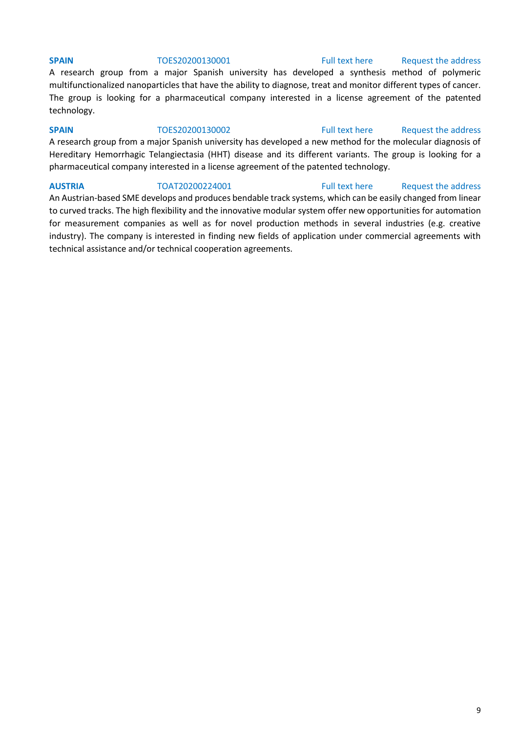**SPAIN** TOES20200130001 Full text here Request the address

A research group from a major Spanish university has developed a synthesis method of polymeric multifunctionalized nanoparticles that have the ability to diagnose, treat and monitor different types of cancer. The group is looking for a pharmaceutical company interested in a license agreement of the patented technology.

**SPAIN** TOES20200130002 Full text here Request the address

A research group from a major Spanish university has developed a new method for the molecular diagnosis of Hereditary Hemorrhagic Telangiectasia (HHT) disease and its different variants. The group is looking for a pharmaceutical company interested in a license agreement of the patented technology.

**AUSTRIA** TOAT20200224001 Full text here Request the address

An Austrian-based SME develops and produces bendable track systems, which can be easily changed from linear to curved tracks. The high flexibility and the innovative modular system offer new opportunities for automation for measurement companies as well as for novel production methods in several industries (e.g. creative industry). The company is interested in finding new fields of application under commercial agreements with technical assistance and/or technical cooperation agreements.